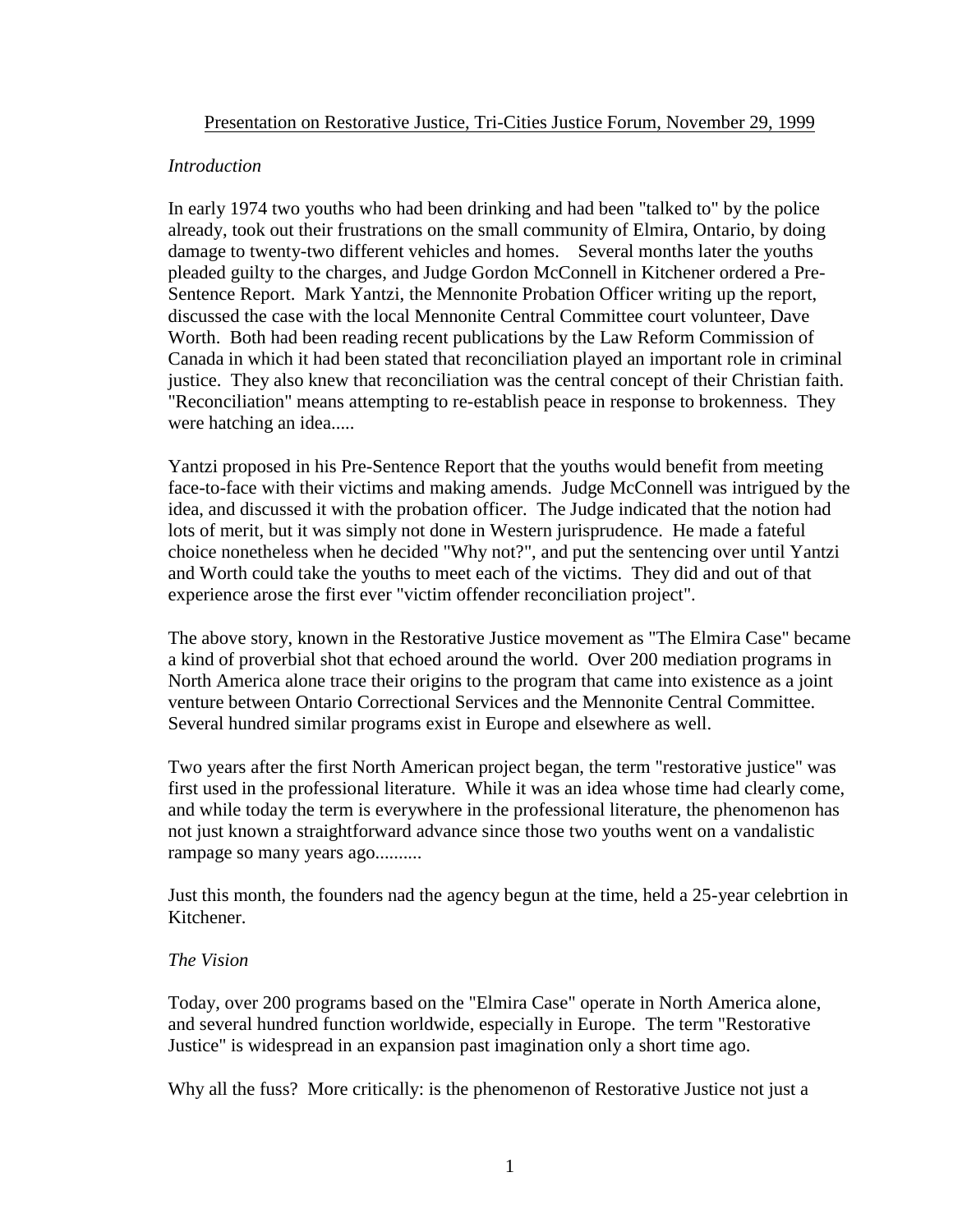Presentation on Restorative Justice, Tri-Cities Justice Forum, November 29, 1999

*Introduction*

In early 1974 two youths who had been drinking and had been "talked to" by the police already, took out their frustrations on the small community of Elmira, Ontario, by doing damage to twenty-two different vehicles and homes. Several months later the youths pleaded guilty to the charges, and Judge Gordon McConnell in Kitchener ordered a Pre-Sentence Report. Mark Yantzi, the Mennonite Probation Officer writing up the report, discussed the case with the local Mennonite Central Committee court volunteer, Dave Worth. Both had been reading recent publications by the Law Reform Commission of Canada in which it had been stated that reconciliation played an important role in criminal justice. They also knew that reconciliation was the central concept of their Christian faith. "Reconciliation" means attempting to re-establish peace in response to brokenness. They were hatching an idea.....

Yantzi proposed in his Pre-Sentence Report that the youths would benefit from meeting face-to-face with their victims and making amends. Judge McConnell was intrigued by the idea, and discussed it with the probation officer. The Judge indicated that the notion had lots of merit, but it was simply not done in Western jurisprudence. He made a fateful choice nonetheless when he decided "Why not?", and put the sentencing over until Yantzi and Worth could take the youths to meet each of the victims. They did and out of that experience arose the first ever "victim offender reconciliation project".

The above story, known in the Restorative Justice movement as "The Elmira Case" became a kind of proverbial shot that echoed around the world. Over 200 mediation programs in North America alone trace their origins to the program that came into existence as a joint venture between Ontario Correctional Services and the Mennonite Central Committee. Several hundred similar programs exist in Europe and elsewhere as well.

Two years after the first North American project began, the term "restorative justice" was first used in the professional literature. While it was an idea whose time had clearly come, and while today the term is everywhere in the professional literature, the phenomenon has not just known a straightforward advance since those two youths went on a vandalistic rampage so many years ago..........

Just this month, the founders nad the agency begun at the time, held a 25-year celebrtion in Kitchener.

*The Vision*

Today, over 200 programs based on the "Elmira Case" operate in North America alone, and several hundred function worldwide, especially in Europe. The term "Restorative Justice" is widespread in an expansion past imagination only a short time ago.

Why all the fuss? More critically: is the phenomenon of Restorative Justice not just a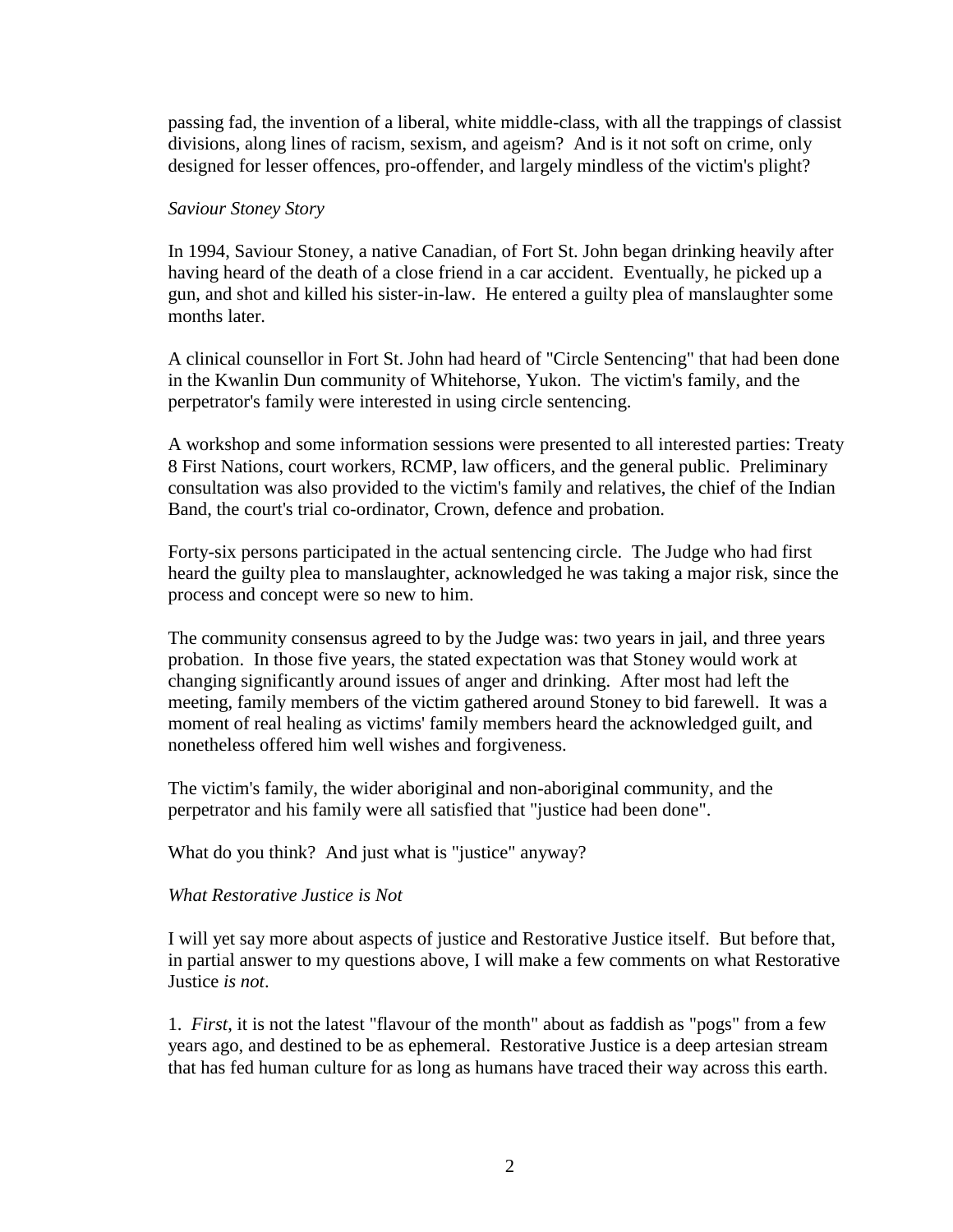passing fad, the invention of a liberal, white middle-class, with all the trappings of classist divisions, along lines of racism, sexism, and ageism? And is it not soft on crime, only designed for lesser offences, pro-offender, and largely mindless of the victim's plight?

### *Saviour Stoney Story*

In 1994, Saviour Stoney, a native Canadian, of Fort St. John began drinking heavily after having heard of the death of a close friend in a car accident. Eventually, he picked up a gun, and shot and killed his sister-in-law. He entered a guilty plea of manslaughter some months later.

A clinical counsellor in Fort St. John had heard of "Circle Sentencing" that had been done in the Kwanlin Dun community of Whitehorse, Yukon. The victim's family, and the perpetrator's family were interested in using circle sentencing.

A workshop and some information sessions were presented to all interested parties: Treaty 8 First Nations, court workers, RCMP, law officers, and the general public. Preliminary consultation was also provided to the victim's family and relatives, the chief of the Indian Band, the court's trial co-ordinator, Crown, defence and probation.

Forty-six persons participated in the actual sentencing circle. The Judge who had first heard the guilty plea to manslaughter, acknowledged he was taking a major risk, since the process and concept were so new to him.

The community consensus agreed to by the Judge was: two years in jail, and three years probation. In those five years, the stated expectation was that Stoney would work at changing significantly around issues of anger and drinking. After most had left the meeting, family members of the victim gathered around Stoney to bid farewell. It was a moment of real healing as victims' family members heard the acknowledged guilt, and nonetheless offered him well wishes and forgiveness.

The victim's family, the wider aboriginal and non-aboriginal community, and the perpetrator and his family were all satisfied that "justice had been done".

What do you think? And just what is "justice" anyway?

### *What Restorative Justice is Not*

I will yet say more about aspects of justice and Restorative Justice itself. But before that, in partial answer to my questions above, I will make a few comments on what Restorative Justice *is not*.

1. *First*, it is not the latest "flavour of the month" about as faddish as "pogs" from a few years ago, and destined to be as ephemeral. Restorative Justice is a deep artesian stream that has fed human culture for as long as humans have traced their way across this earth.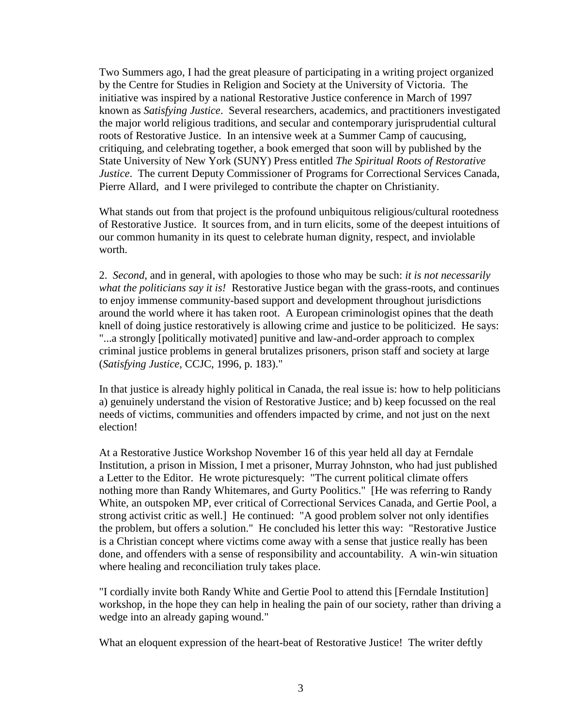Two Summers ago, I had the great pleasure of participating in a writing project organized by the Centre for Studies in Religion and Society at the University of Victoria. The initiative was inspired by a national Restorative Justice conference in March of 1997 known as *Satisfying Justice*. Several researchers, academics, and practitioners investigated the major world religious traditions, and secular and contemporary jurisprudential cultural roots of Restorative Justice. In an intensive week at a Summer Camp of caucusing, critiquing, and celebrating together, a book emerged that soon will by published by the State University of New York (SUNY) Press entitled *The Spiritual Roots of Restorative Justice*. The current Deputy Commissioner of Programs for Correctional Services Canada, Pierre Allard, and I were privileged to contribute the chapter on Christianity.

What stands out from that project is the profound unbiquitous religious/cultural rootedness of Restorative Justice. It sources from, and in turn elicits, some of the deepest intuitions of our common humanity in its quest to celebrate human dignity, respect, and inviolable worth.

2. *Second*, and in general, with apologies to those who may be such: *it is not necessarily what the politicians say it is!* Restorative Justice began with the grass-roots, and continues to enjoy immense community-based support and development throughout jurisdictions around the world where it has taken root. A European criminologist opines that the death knell of doing justice restoratively is allowing crime and justice to be politicized. He says: "...a strongly [politically motivated] punitive and law-and-order approach to complex criminal justice problems in general brutalizes prisoners, prison staff and society at large (*Satisfying Justice,* CCJC, 1996, p. 183)."

In that justice is already highly political in Canada, the real issue is: how to help politicians a) genuinely understand the vision of Restorative Justice; and b) keep focussed on the real needs of victims, communities and offenders impacted by crime, and not just on the next election!

At a Restorative Justice Workshop November 16 of this year held all day at Ferndale Institution, a prison in Mission, I met a prisoner, Murray Johnston, who had just published a Letter to the Editor. He wrote picturesquely: "The current political climate offers nothing more than Randy Whitemares, and Gurty Poolitics." [He was referring to Randy White, an outspoken MP, ever critical of Correctional Services Canada, and Gertie Pool, a strong activist critic as well.] He continued: "A good problem solver not only identifies the problem, but offers a solution." He concluded his letter this way: "Restorative Justice is a Christian concept where victims come away with a sense that justice really has been done, and offenders with a sense of responsibility and accountability. A win-win situation where healing and reconciliation truly takes place.

"I cordially invite both Randy White and Gertie Pool to attend this [Ferndale Institution] workshop, in the hope they can help in healing the pain of our society, rather than driving a wedge into an already gaping wound."

What an eloquent expression of the heart-beat of Restorative Justice! The writer deftly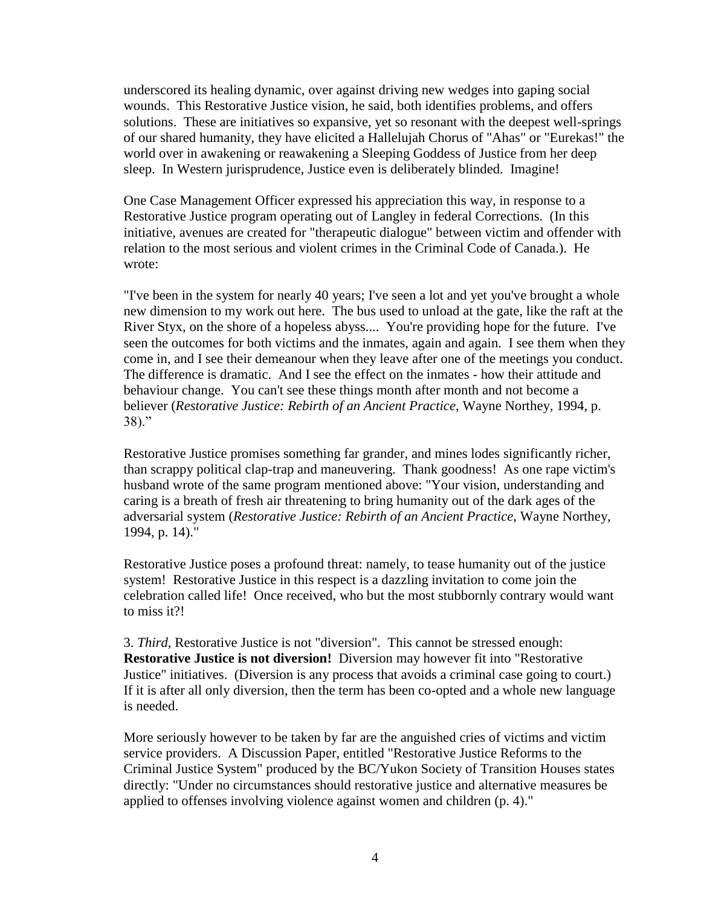underscored its healing dynamic, over against driving new wedges into gaping social wounds. This Restorative Justice vision, he said, both identifies problems, and offers solutions. These are initiatives so expansive, yet so resonant with the deepest well-springs of our shared humanity, they have elicited a Hallelujah Chorus of "Ahas" or "Eurekas!" the world over in awakening or reawakening a Sleeping Goddess of Justice from her deep sleep. In Western jurisprudence, Justice even is deliberately blinded. Imagine!

One Case Management Officer expressed his appreciation this way, in response to a Restorative Justice program operating out of Langley in federal Corrections. (In this initiative, avenues are created for "therapeutic dialogue" between victim and offender with relation to the most serious and violent crimes in the Criminal Code of Canada.). He wrote:

"I've been in the system for nearly 40 years; I've seen a lot and yet you've brought a whole new dimension to my work out here. The bus used to unload at the gate, like the raft at the River Styx, on the shore of a hopeless abyss.... You're providing hope for the future. I've seen the outcomes for both victims and the inmates, again and again. I see them when they come in, and I see their demeanour when they leave after one of the meetings you conduct. The difference is dramatic. And I see the effect on the inmates - how their attitude and behaviour change. You can't see these things month after month and not become a believer (*Restorative Justice: Rebirth of an Ancient Practice*, Wayne Northey, 1994, p. 38)."

Restorative Justice promises something far grander, and mines lodes significantly richer, than scrappy political clap-trap and maneuvering. Thank goodness! As one rape victim's husband wrote of the same program mentioned above: "Your vision, understanding and caring is a breath of fresh air threatening to bring humanity out of the dark ages of the adversarial system (*Restorative Justice: Rebirth of an Ancient Practice*, Wayne Northey, 1994, p. 14)."

Restorative Justice poses a profound threat: namely, to tease humanity out of the justice system! Restorative Justice in this respect is a dazzling invitation to come join the celebration called life! Once received, who but the most stubbornly contrary would want to miss it?!

3. *Third*, Restorative Justice is not "diversion". This cannot be stressed enough: **Restorative Justice is not diversion!** Diversion may however fit into "Restorative Justice" initiatives. (Diversion is any process that avoids a criminal case going to court.) If it is after all only diversion, then the term has been co-opted and a whole new language is needed.

More seriously however to be taken by far are the anguished cries of victims and victim service providers. A Discussion Paper, entitled "Restorative Justice Reforms to the Criminal Justice System" produced by the BC/Yukon Society of Transition Houses states directly: "Under no circumstances should restorative justice and alternative measures be applied to offenses involving violence against women and children (p. 4)."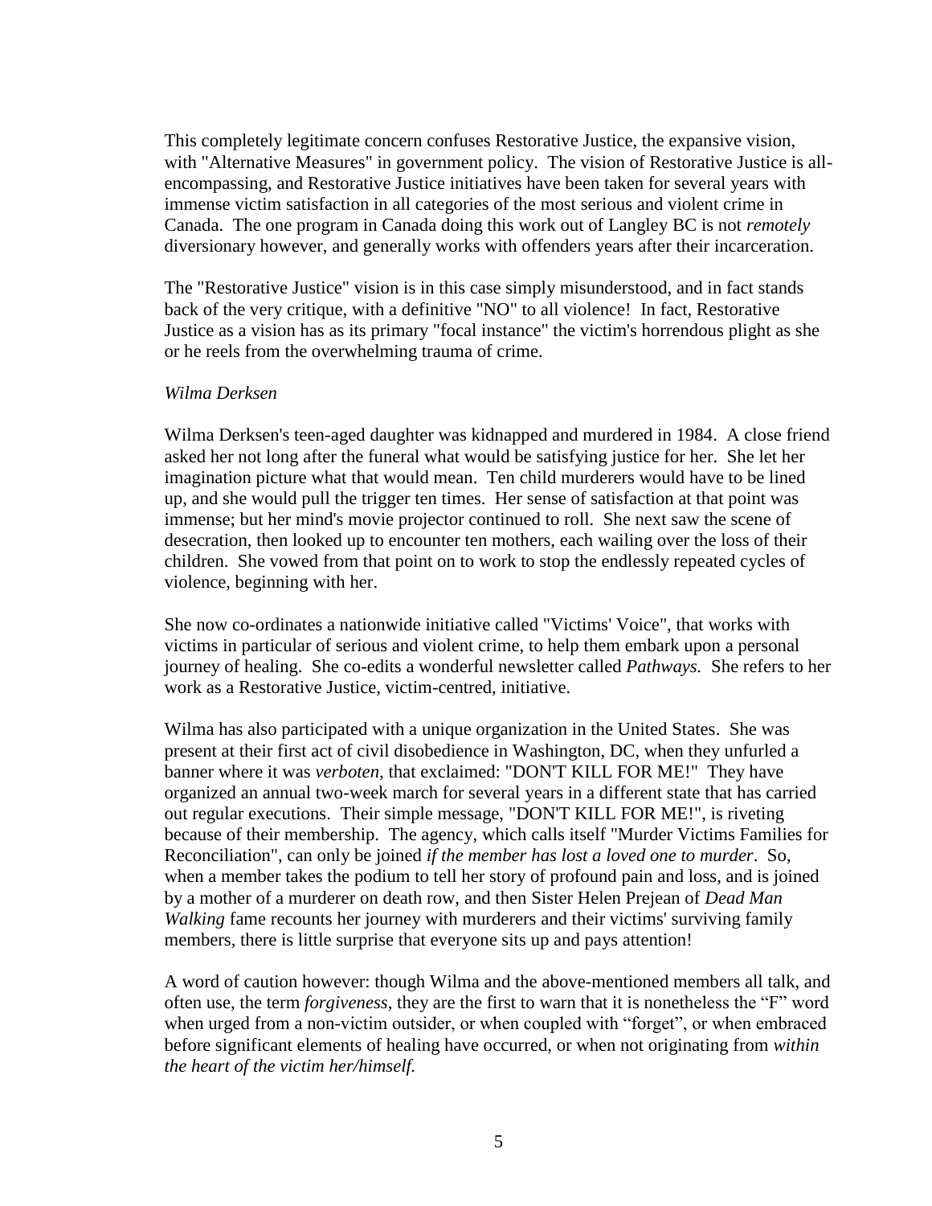This completely legitimate concern confuses Restorative Justice, the expansive vision, with "Alternative Measures" in government policy. The vision of Restorative Justice is all-encompassing, and Restorative Justice initiatives have been taken for several years with immense victim satisfaction in all categories of the most serious and violent crime in Canada. The one program in Canada doing this work out of Langley BC is not *remotely* diversionary however, and generally works with offenders years after their incarceration.

The "Restorative Justice" vision is in this case simply misunderstood, and in fact stands back of the very critique, with a definitive "NO" to all violence! In fact, Restorative Justice as a vision has as its primary "focal instance" the victim's horrendous plight as she or he reels from the overwhelming trauma of crime.

*Wilma Derksen*

Wilma Derksen's teen-aged daughter was kidnapped and murdered in 1984. A close friend asked her not long after the funeral what would be satisfying justice for her. She let her imagination picture what that would mean. Ten child murderers would have to be lined up, and she would pull the trigger ten times. Her sense of satisfaction at that point was immense; but her mind's movie projector continued to roll. She next saw the scene of desecration, then looked up to encounter ten mothers, each wailing over the loss of their children. She vowed from that point on to work to stop the endlessly repeated cycles of violence, beginning with her.

She now co-ordinates a nationwide initiative called "Victims' Voice", that works with victims in particular of serious and violent crime, to help them embark upon a personal journey of healing. She co-edits a wonderful newsletter called *Pathways.* She refers to her work as a Restorative Justice, victim-centred, initiative.

Wilma has also participated with a unique organization in the United States. She was present at their first act of civil disobedience in Washington, DC, when they unfurled a banner where it was *verboten*, that exclaimed: "DON'T KILL FOR ME!" They have organized an annual two-week march for several years in a different state that has carried out regular executions. Their simple message, "DON'T KILL FOR ME!", is riveting because of their membership. The agency, which calls itself "Murder Victims Families for Reconciliation", can only be joined *if the member has lost a loved one to murder*. So, when a member takes the podium to tell her story of profound pain and loss, and is joined by a mother of a murderer on death row, and then Sister Helen Prejean of *Dead Man Walking* fame recounts her journey with murderers and their victims' surviving family members, there is little surprise that everyone sits up and pays attention!

A word of caution however: though Wilma and the above-mentioned members all talk, and often use, the term *forgiveness*, they are the first to warn that it is nonetheless the "F" word when urged from a non-victim outsider, or when coupled with "forget", or when embraced before significant elements of healing have occurred, or when not originating from *within the heart of the victim her/himself.*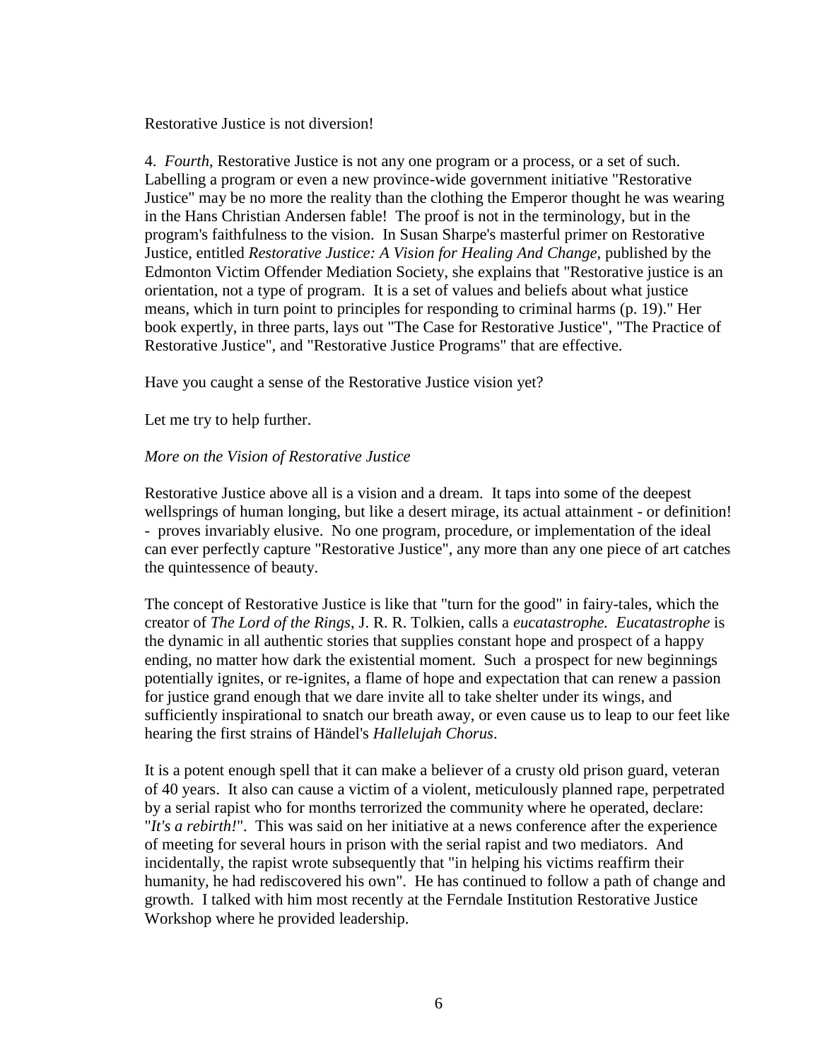Restorative Justice is not diversion!

4. *Fourth*, Restorative Justice is not any one program or a process, or a set of such. Labelling a program or even a new province-wide government initiative "Restorative Justice" may be no more the reality than the clothing the Emperor thought he was wearing in the Hans Christian Andersen fable! The proof is not in the terminology, but in the program's faithfulness to the vision. In Susan Sharpe's masterful primer on Restorative Justice, entitled *Restorative Justice: A Vision for Healing And Change*, published by the Edmonton Victim Offender Mediation Society, she explains that "Restorative justice is an orientation, not a type of program. It is a set of values and beliefs about what justice means, which in turn point to principles for responding to criminal harms (p. 19)." Her book expertly, in three parts, lays out "The Case for Restorative Justice", "The Practice of Restorative Justice", and "Restorative Justice Programs" that are effective.

Have you caught a sense of the Restorative Justice vision yet?

Let me try to help further.

*More on the Vision of Restorative Justice*

Restorative Justice above all is a vision and a dream. It taps into some of the deepest wellsprings of human longing, but like a desert mirage, its actual attainment - or definition! - proves invariably elusive. No one program, procedure, or implementation of the ideal can ever perfectly capture "Restorative Justice", any more than any one piece of art catches the quintessence of beauty.

The concept of Restorative Justice is like that "turn for the good" in fairy-tales, which the creator of *The Lord of the Rings*, J. R. R. Tolkien, calls a *eucatastrophe. Eucatastrophe* is the dynamic in all authentic stories that supplies constant hope and prospect of a happy ending, no matter how dark the existential moment. Such a prospect for new beginnings potentially ignites, or re-ignites, a flame of hope and expectation that can renew a passion for justice grand enough that we dare invite all to take shelter under its wings, and sufficiently inspirational to snatch our breath away, or even cause us to leap to our feet like hearing the first strains of Händel's *Hallelujah Chorus*.

It is a potent enough spell that it can make a believer of a crusty old prison guard, veteran of 40 years. It also can cause a victim of a violent, meticulously planned rape, perpetrated by a serial rapist who for months terrorized the community where he operated, declare: "*It's a rebirth!*". This was said on her initiative at a news conference after the experience of meeting for several hours in prison with the serial rapist and two mediators. And incidentally, the rapist wrote subsequently that "in helping his victims reaffirm their humanity, he had rediscovered his own". He has continued to follow a path of change and growth. I talked with him most recently at the Ferndale Institution Restorative Justice Workshop where he provided leadership.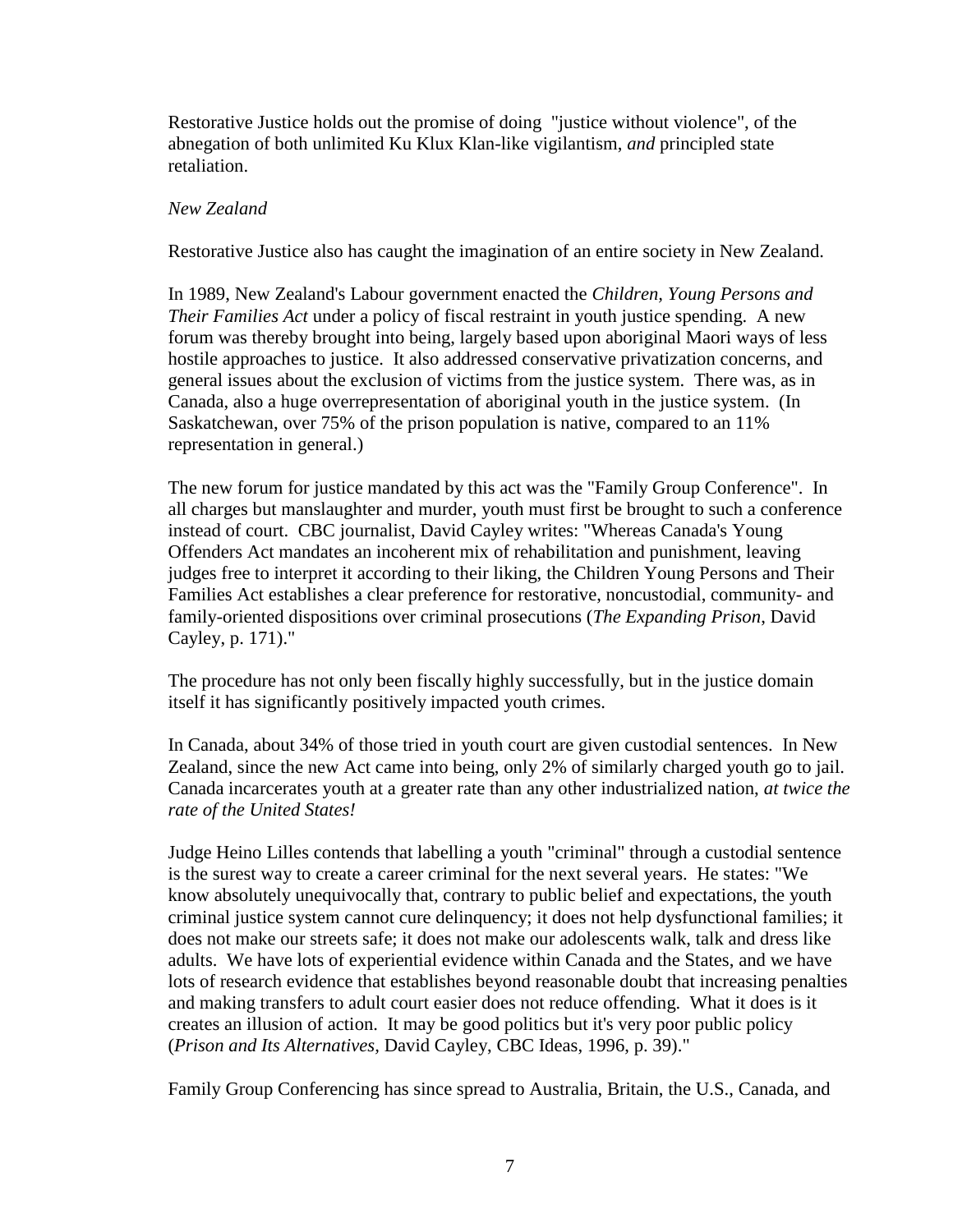Restorative Justice holds out the promise of doing "justice without violence", of the abnegation of both unlimited Ku Klux Klan-like vigilantism, *and* principled state retaliation.

*New Zealand*

Restorative Justice also has caught the imagination of an entire society in New Zealand.

In 1989, New Zealand's Labour government enacted the *Children, Young Persons and Their Families Act* under a policy of fiscal restraint in youth justice spending. A new forum was thereby brought into being, largely based upon aboriginal Maori ways of less hostile approaches to justice. It also addressed conservative privatization concerns, and general issues about the exclusion of victims from the justice system. There was, as in Canada, also a huge overrepresentation of aboriginal youth in the justice system. (In Saskatchewan, over 75% of the prison population is native, compared to an 11% representation in general.)

The new forum for justice mandated by this act was the "Family Group Conference". In all charges but manslaughter and murder, youth must first be brought to such a conference instead of court. CBC journalist, David Cayley writes: "Whereas Canada's Young Offenders Act mandates an incoherent mix of rehabilitation and punishment, leaving judges free to interpret it according to their liking, the Children Young Persons and Their Families Act establishes a clear preference for restorative, noncustodial, community- and family-oriented dispositions over criminal prosecutions (*The Expanding Prison*, David Cayley, p. 171)."

The procedure has not only been fiscally highly successfully, but in the justice domain itself it has significantly positively impacted youth crimes.

In Canada, about 34% of those tried in youth court are given custodial sentences. In New Zealand, since the new Act came into being, only 2% of similarly charged youth go to jail. Canada incarcerates youth at a greater rate than any other industrialized nation, *at twice the rate of the United States!*

Judge Heino Lilles contends that labelling a youth "criminal" through a custodial sentence is the surest way to create a career criminal for the next several years. He states: "We know absolutely unequivocally that, contrary to public belief and expectations, the youth criminal justice system cannot cure delinquency; it does not help dysfunctional families; it does not make our streets safe; it does not make our adolescents walk, talk and dress like adults. We have lots of experiential evidence within Canada and the States, and we have lots of research evidence that establishes beyond reasonable doubt that increasing penalties and making transfers to adult court easier does not reduce offending. What it does is it creates an illusion of action. It may be good politics but it's very poor public policy (*Prison and Its Alternatives,* David Cayley, CBC Ideas, 1996, p. 39)."

Family Group Conferencing has since spread to Australia, Britain, the U.S., Canada, and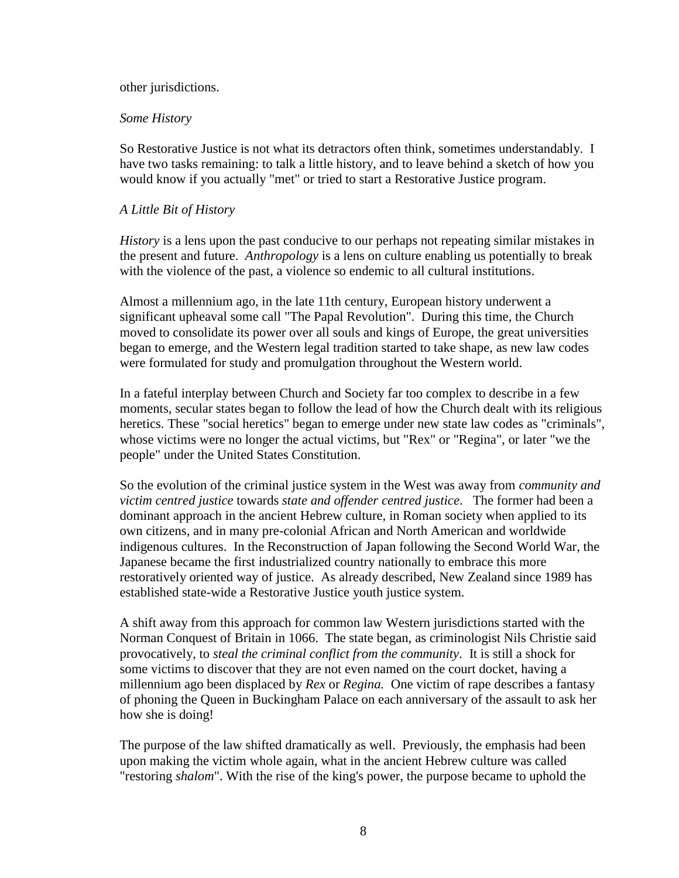other jurisdictions.

*Some History*

So Restorative Justice is not what its detractors often think, sometimes understandably. I have two tasks remaining: to talk a little history, and to leave behind a sketch of how you would know if you actually "met" or tried to start a Restorative Justice program.

*A Little Bit of History*

*History* is a lens upon the past conducive to our perhaps not repeating similar mistakes in the present and future. *Anthropology* is a lens on culture enabling us potentially to break with the violence of the past, a violence so endemic to all cultural institutions.

Almost a millennium ago, in the late 11th century, European history underwent a significant upheaval some call "The Papal Revolution". During this time, the Church moved to consolidate its power over all souls and kings of Europe, the great universities began to emerge, and the Western legal tradition started to take shape, as new law codes were formulated for study and promulgation throughout the Western world.

In a fateful interplay between Church and Society far too complex to describe in a few moments, secular states began to follow the lead of how the Church dealt with its religious heretics. These "social heretics" began to emerge under new state law codes as "criminals", whose victims were no longer the actual victims, but "Rex" or "Regina", or later "we the people" under the United States Constitution.

So the evolution of the criminal justice system in the West was away from *community and victim centred justice* towards *state and offender centred justice*. The former had been a dominant approach in the ancient Hebrew culture, in Roman society when applied to its own citizens, and in many pre-colonial African and North American and worldwide indigenous cultures. In the Reconstruction of Japan following the Second World War, the Japanese became the first industrialized country nationally to embrace this more restoratively oriented way of justice. As already described, New Zealand since 1989 has established state-wide a Restorative Justice youth justice system.

A shift away from this approach for common law Western jurisdictions started with the Norman Conquest of Britain in 1066. The state began, as criminologist Nils Christie said provocatively, to *steal the criminal conflict from the community*. It is still a shock for some victims to discover that they are not even named on the court docket, having a millennium ago been displaced by *Rex* or *Regina.* One victim of rape describes a fantasy of phoning the Queen in Buckingham Palace on each anniversary of the assault to ask her how she is doing!

The purpose of the law shifted dramatically as well. Previously, the emphasis had been upon making the victim whole again, what in the ancient Hebrew culture was called "restoring *shalom*". With the rise of the king's power, the purpose became to uphold the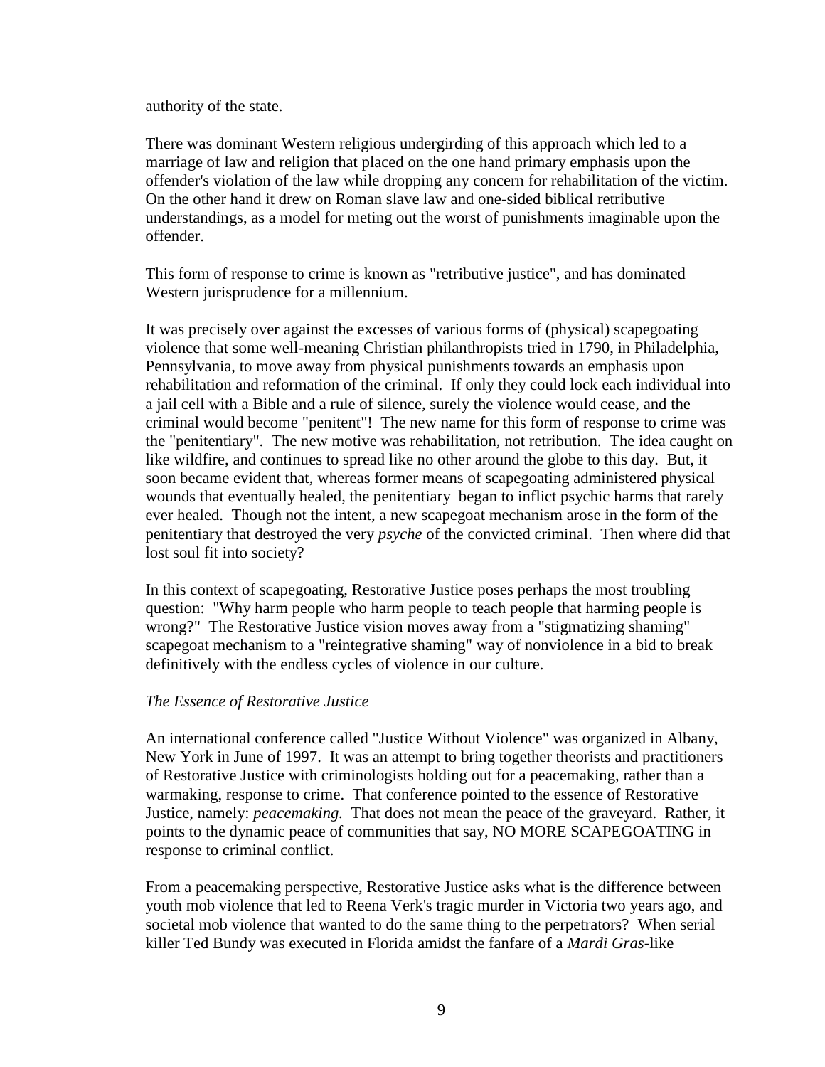authority of the state.

There was dominant Western religious undergirding of this approach which led to a marriage of law and religion that placed on the one hand primary emphasis upon the offender's violation of the law while dropping any concern for rehabilitation of the victim. On the other hand it drew on Roman slave law and one-sided biblical retributive understandings, as a model for meting out the worst of punishments imaginable upon the offender.

This form of response to crime is known as "retributive justice", and has dominated Western jurisprudence for a millennium.

It was precisely over against the excesses of various forms of (physical) scapegoating violence that some well-meaning Christian philanthropists tried in 1790, in Philadelphia, Pennsylvania, to move away from physical punishments towards an emphasis upon rehabilitation and reformation of the criminal. If only they could lock each individual into a jail cell with a Bible and a rule of silence, surely the violence would cease, and the criminal would become "penitent"! The new name for this form of response to crime was the "penitentiary". The new motive was rehabilitation, not retribution. The idea caught on like wildfire, and continues to spread like no other around the globe to this day. But, it soon became evident that, whereas former means of scapegoating administered physical wounds that eventually healed, the penitentiary began to inflict psychic harms that rarely ever healed. Though not the intent, a new scapegoat mechanism arose in the form of the penitentiary that destroyed the very *psyche* of the convicted criminal. Then where did that lost soul fit into society?

In this context of scapegoating, Restorative Justice poses perhaps the most troubling question: "Why harm people who harm people to teach people that harming people is wrong?" The Restorative Justice vision moves away from a "stigmatizing shaming" scapegoat mechanism to a "reintegrative shaming" way of nonviolence in a bid to break definitively with the endless cycles of violence in our culture.

*The Essence of Restorative Justice*

An international conference called "Justice Without Violence" was organized in Albany, New York in June of 1997. It was an attempt to bring together theorists and practitioners of Restorative Justice with criminologists holding out for a peacemaking, rather than a warmaking, response to crime. That conference pointed to the essence of Restorative Justice, namely: *peacemaking.* That does not mean the peace of the graveyard. Rather, it points to the dynamic peace of communities that say, NO MORE SCAPEGOATING in response to criminal conflict.

From a peacemaking perspective, Restorative Justice asks what is the difference between youth mob violence that led to Reena Verk's tragic murder in Victoria two years ago, and societal mob violence that wanted to do the same thing to the perpetrators? When serial killer Ted Bundy was executed in Florida amidst the fanfare of a *Mardi Gras*-like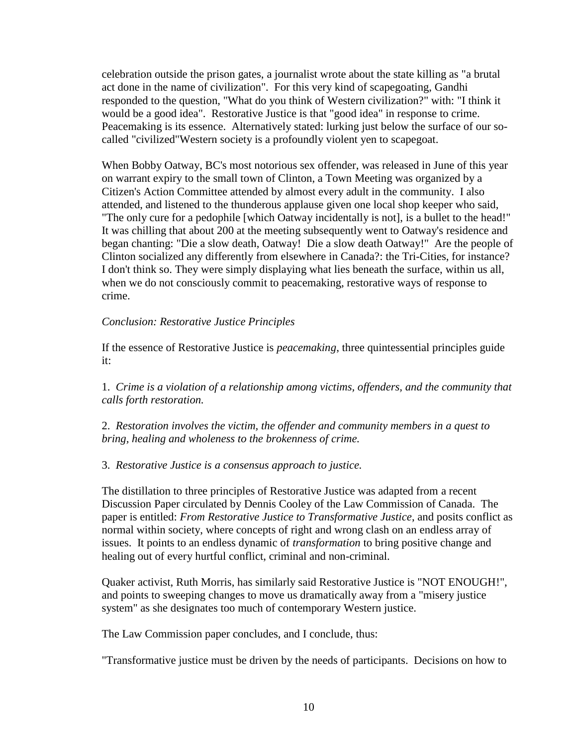celebration outside the prison gates, a journalist wrote about the state killing as "a brutal act done in the name of civilization". For this very kind of scapegoating, Gandhi responded to the question, "What do you think of Western civilization?" with: "I think it would be a good idea". Restorative Justice is that "good idea" in response to crime. Peacemaking is its essence. Alternatively stated: lurking just below the surface of our so-called "civilized"Western society is a profoundly violent yen to scapegoat.

When Bobby Oatway, BC's most notorious sex offender, was released in June of this year on warrant expiry to the small town of Clinton, a Town Meeting was organized by a Citizen's Action Committee attended by almost every adult in the community. I also attended, and listened to the thunderous applause given one local shop keeper who said, "The only cure for a pedophile [which Oatway incidentally is not], is a bullet to the head!" It was chilling that about 200 at the meeting subsequently went to Oatway's residence and began chanting: "Die a slow death, Oatway! Die a slow death Oatway!" Are the people of Clinton socialized any differently from elsewhere in Canada?: the Tri-Cities, for instance? I don't think so. They were simply displaying what lies beneath the surface, within us all, when we do not consciously commit to peacemaking, restorative ways of response to crime.

*Conclusion: Restorative Justice Principles*

If the essence of Restorative Justice is *peacemaking*, three quintessential principles guide it:

1. *Crime is a violation of a relationship among victims, offenders, and the community that calls forth restoration.*

2. *Restoration involves the victim, the offender and community members in a quest to bring, healing and wholeness to the brokenness of crime.*

3. *Restorative Justice is a consensus approach to justice.*

The distillation to three principles of Restorative Justice was adapted from a recent Discussion Paper circulated by Dennis Cooley of the Law Commission of Canada. The paper is entitled: *From Restorative Justice to Transformative Justice*, and posits conflict as normal within society, where concepts of right and wrong clash on an endless array of issues. It points to an endless dynamic of *transformation* to bring positive change and healing out of every hurtful conflict, criminal and non-criminal.

Quaker activist, Ruth Morris, has similarly said Restorative Justice is "NOT ENOUGH!", and points to sweeping changes to move us dramatically away from a "misery justice system" as she designates too much of contemporary Western justice.

The Law Commission paper concludes, and I conclude, thus:

"Transformative justice must be driven by the needs of participants. Decisions on how to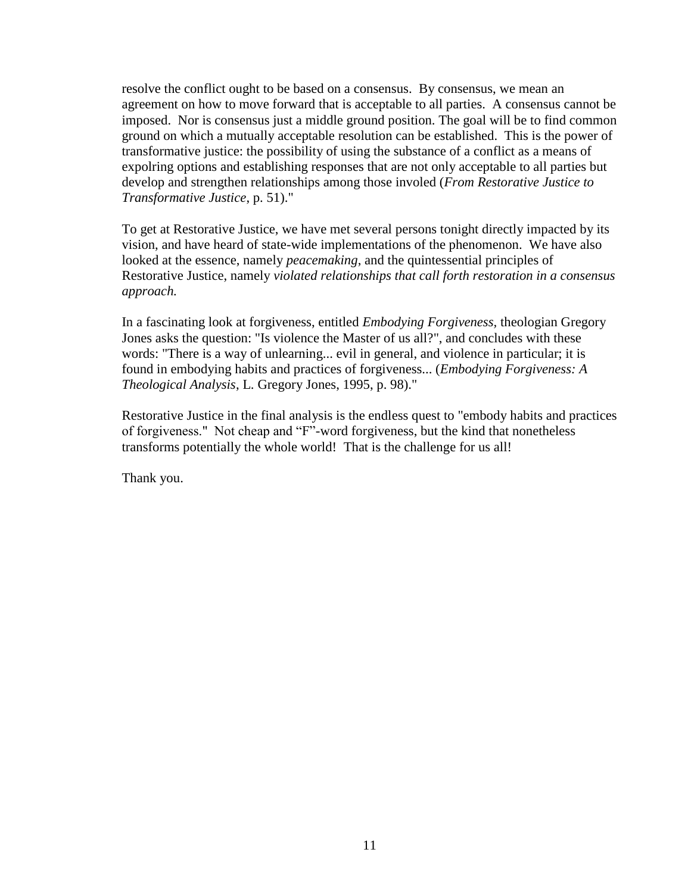resolve the conflict ought to be based on a consensus. By consensus, we mean an agreement on how to move forward that is acceptable to all parties. A consensus cannot be imposed. Nor is consensus just a middle ground position. The goal will be to find common ground on which a mutually acceptable resolution can be established. This is the power of transformative justice: the possibility of using the substance of a conflict as a means of expolring options and establishing responses that are not only acceptable to all parties but develop and strengthen relationships among those involed (*From Restorative Justice to Transformative Justice*, p. 51)."

To get at Restorative Justice, we have met several persons tonight directly impacted by its vision, and have heard of state-wide implementations of the phenomenon. We have also looked at the essence, namely *peacemaking*, and the quintessential principles of Restorative Justice, namely *violated relationships that call forth restoration in a consensus approach.*

In a fascinating look at forgiveness, entitled *Embodying Forgiveness,* theologian Gregory Jones asks the question: "Is violence the Master of us all?", and concludes with these words: "There is a way of unlearning... evil in general, and violence in particular; it is found in embodying habits and practices of forgiveness... (*Embodying Forgiveness: A Theological Analysis*, L. Gregory Jones, 1995, p. 98)."

Restorative Justice in the final analysis is the endless quest to "embody habits and practices of forgiveness." Not cheap and "F"-word forgiveness, but the kind that nonetheless transforms potentially the whole world! That is the challenge for us all!

Thank you.